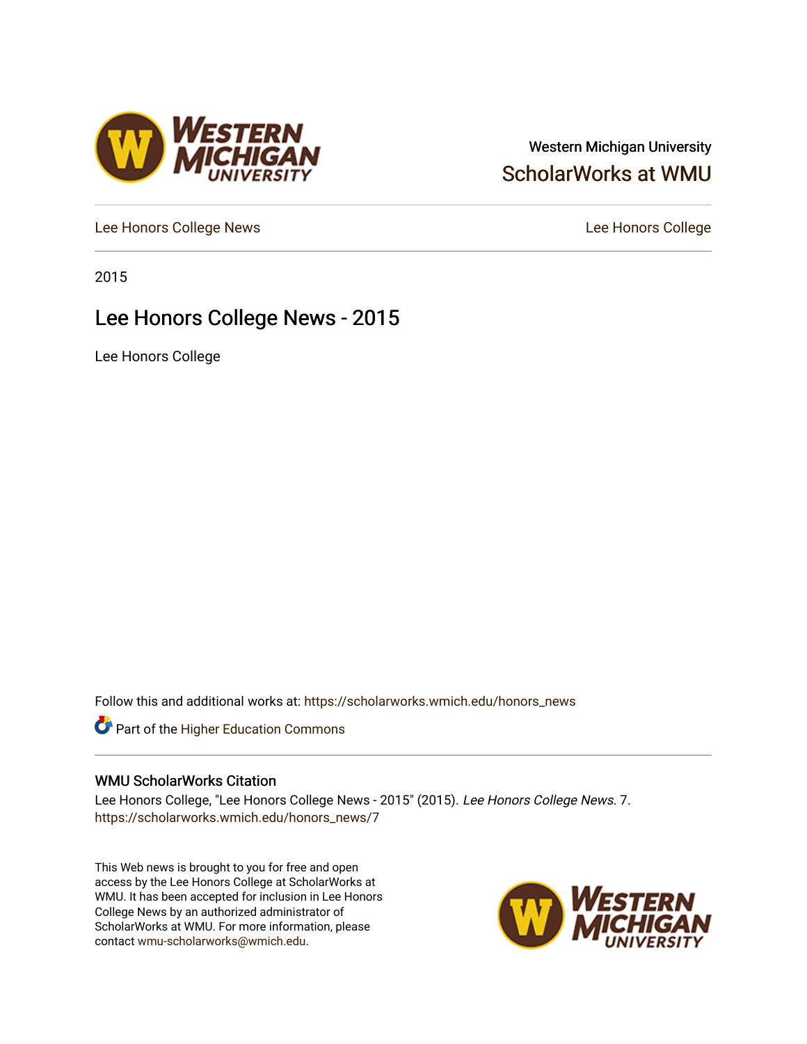Western Michigan University

ScholarWorks at WMU

Lee Honors College News | Lee Honors College

2015

# Lee Honors College News - 2015

Lee Honors College

Follow this and additional works at: https://scholarworks.wmich.edu/honors_news

Part of the Higher Education Commons

## WMU ScholarWorks Citation

Lee Honors College, "Lee Honors College News - 2015" (2015). *Lee Honors College News*. 7.
https://scholarworks.wmich.edu/honors_news/7

This Web news is brought to you for free and open access by the Lee Honors College at ScholarWorks at WMU. It has been accepted for inclusion in Lee Honors College News by an authorized administrator of ScholarWorks at WMU. For more information, please contact wmu-scholarworks@wmich.edu.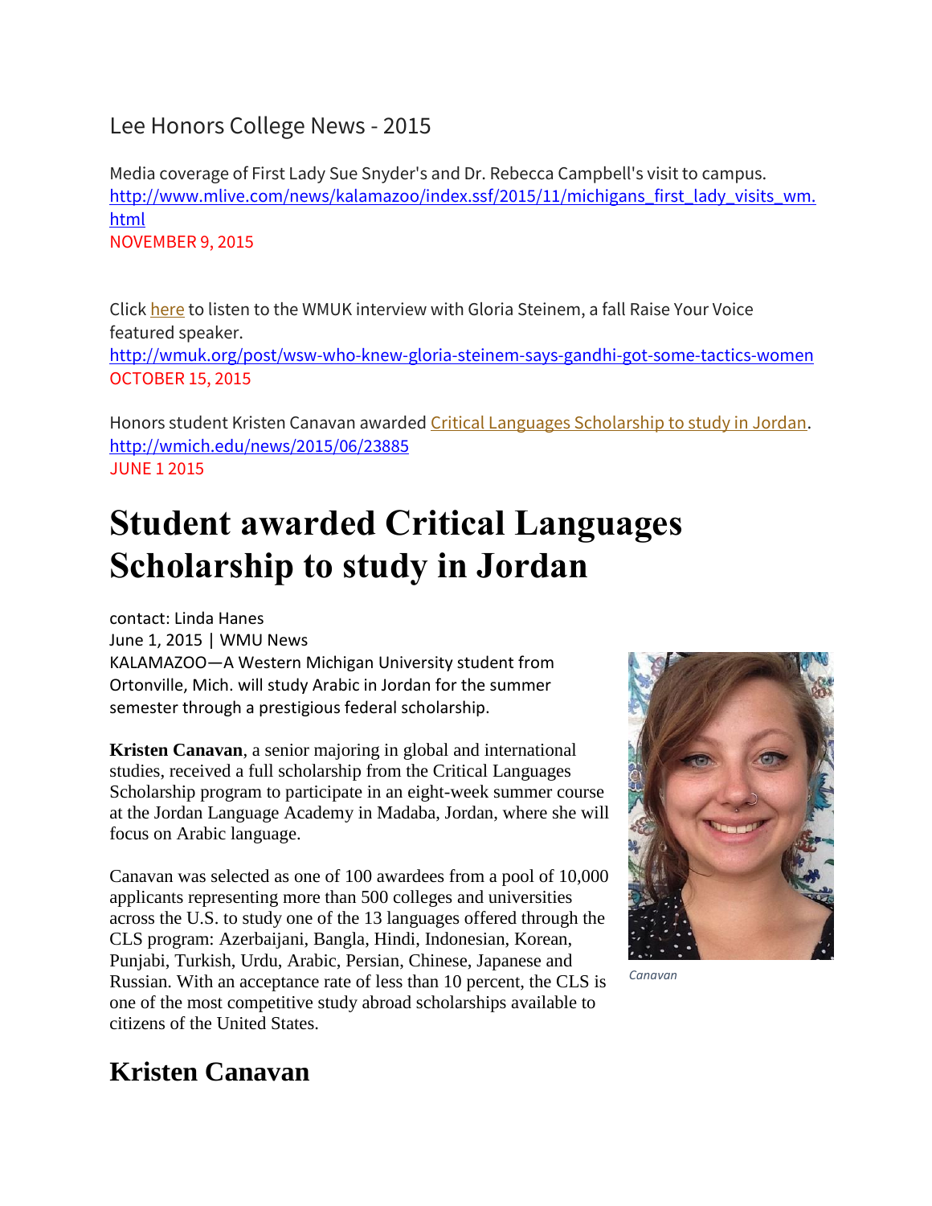Lee Honors College News - 2015

Media coverage of First Lady Sue Snyder's and Dr. Rebecca Campbell's visit to campus.
http://www.mlive.com/news/kalamazoo/index.ssf/2015/11/michigans_first_lady_visits_wm.html
NOVEMBER 9, 2015

Click here to listen to the WMUK interview with Gloria Steinem, a fall Raise Your Voice featured speaker.
http://wmuk.org/post/wsw-who-knew-gloria-steinem-says-gandhi-got-some-tactics-women
OCTOBER 15, 2015

Honors student Kristen Canavan awarded Critical Languages Scholarship to study in Jordan.
http://wmich.edu/news/2015/06/23885
JUNE 1 2015

# Student awarded Critical Languages Scholarship to study in Jordan

contact: Linda Hanes
June 1, 2015 | WMU News
KALAMAZOO—A Western Michigan University student from Ortonville, Mich. will study Arabic in Jordan for the summer semester through a prestigious federal scholarship.

**Kristen Canavan**, a senior majoring in global and international studies, received a full scholarship from the Critical Languages Scholarship program to participate in an eight-week summer course at the Jordan Language Academy in Madaba, Jordan, where she will focus on Arabic language.

Canavan

Canavan was selected as one of 100 awardees from a pool of 10,000 applicants representing more than 500 colleges and universities across the U.S. to study one of the 13 languages offered through the CLS program: Azerbaijani, Bangla, Hindi, Indonesian, Korean, Punjabi, Turkish, Urdu, Arabic, Persian, Chinese, Japanese and Russian. With an acceptance rate of less than 10 percent, the CLS is one of the most competitive study abroad scholarships available to citizens of the United States.

## Kristen Canavan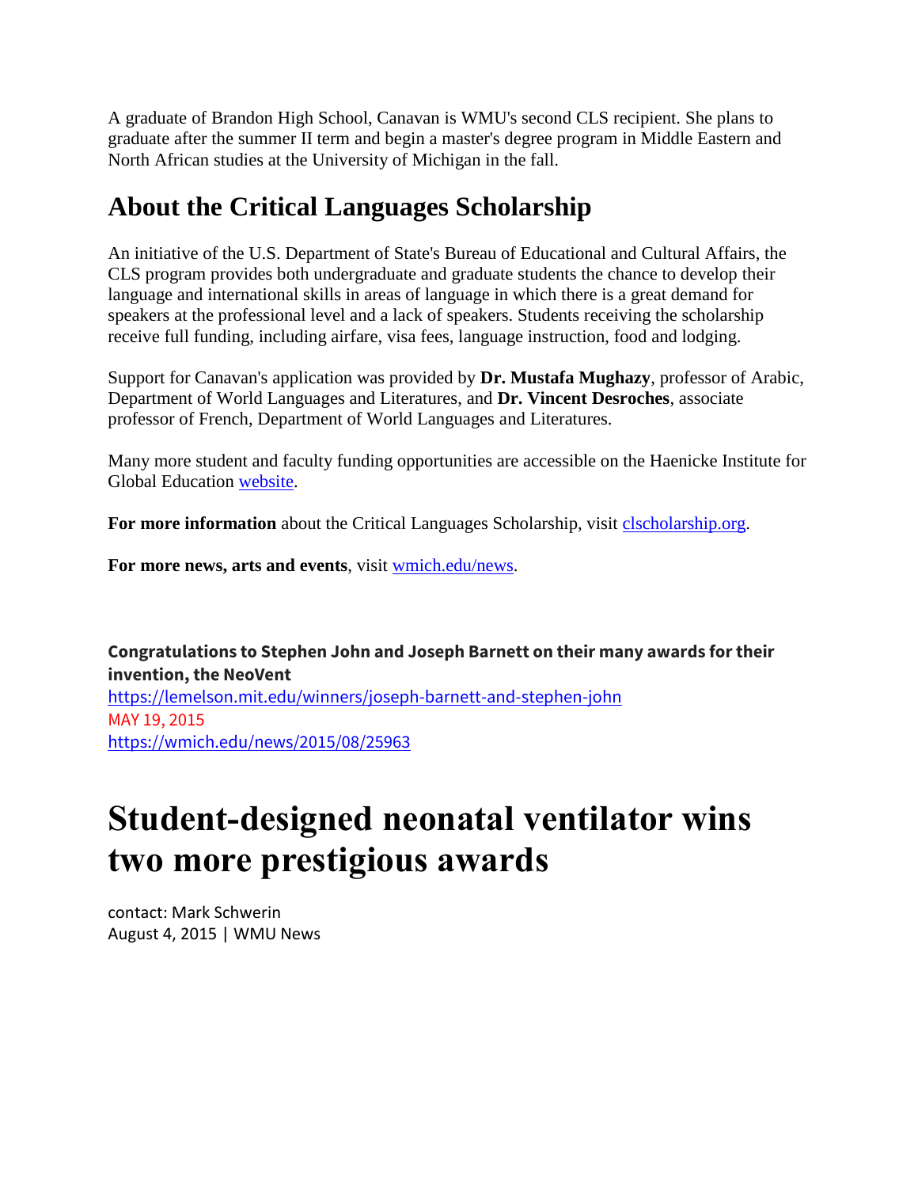A graduate of Brandon High School, Canavan is WMU's second CLS recipient. She plans to graduate after the summer II term and begin a master's degree program in Middle Eastern and North African studies at the University of Michigan in the fall.

## About the Critical Languages Scholarship

An initiative of the U.S. Department of State's Bureau of Educational and Cultural Affairs, the CLS program provides both undergraduate and graduate students the chance to develop their language and international skills in areas of language in which there is a great demand for speakers at the professional level and a lack of speakers. Students receiving the scholarship receive full funding, including airfare, visa fees, language instruction, food and lodging.

Support for Canavan's application was provided by **Dr. Mustafa Mughazy**, professor of Arabic, Department of World Languages and Literatures, and **Dr. Vincent Desroches**, associate professor of French, Department of World Languages and Literatures.

Many more student and faculty funding opportunities are accessible on the Haenicke Institute for Global Education website.

**For more information** about the Critical Languages Scholarship, visit clscholarship.org.

**For more news, arts and events**, visit wmich.edu/news.

**Congratulations to Stephen John and Joseph Barnett on their many awards for their invention, the NeoVent**
https://lemelson.mit.edu/winners/joseph-barnett-and-stephen-john
MAY 19, 2015
https://wmich.edu/news/2015/08/25963

# Student-designed neonatal ventilator wins two more prestigious awards

contact: Mark Schwerin
August 4, 2015 | WMU News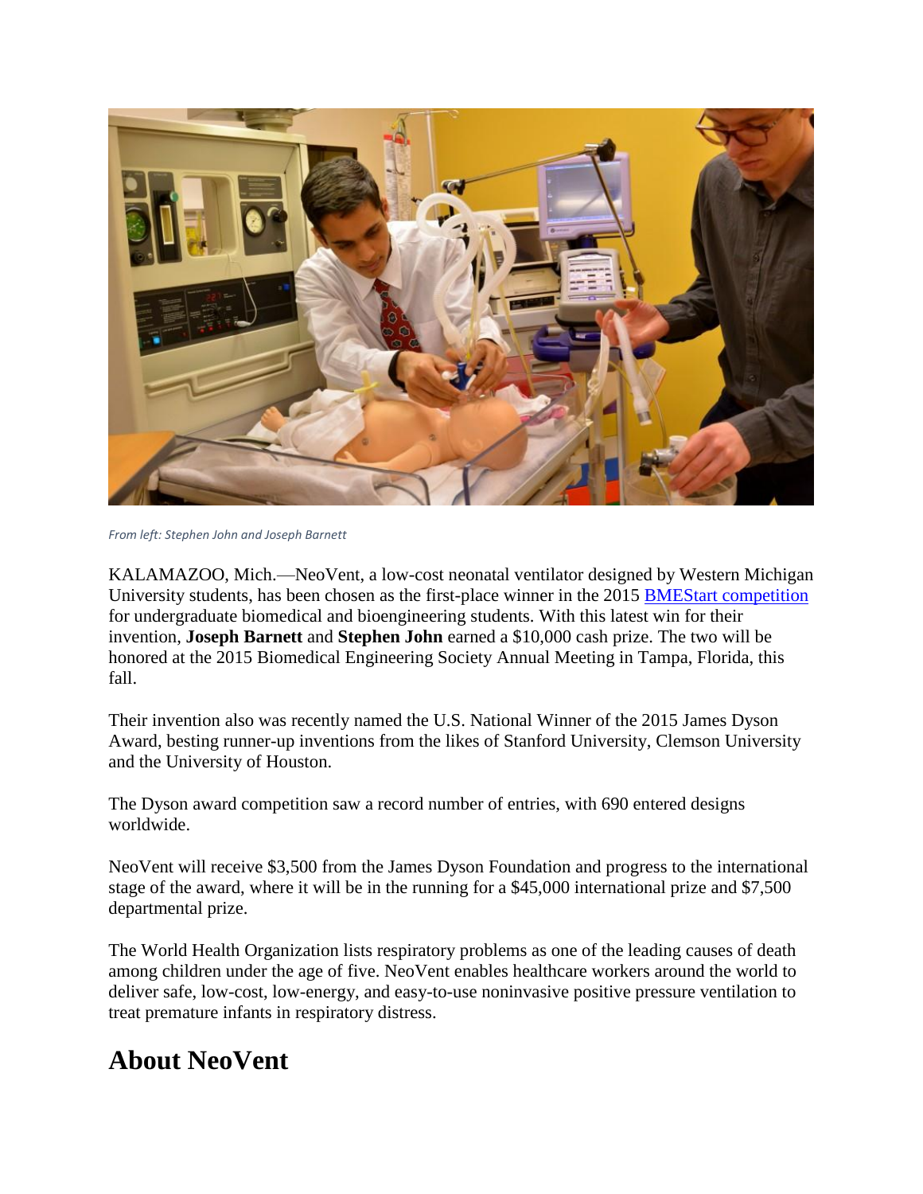*From left: Stephen John and Joseph Barnett*

KALAMAZOO, Mich.—NeoVent, a low-cost neonatal ventilator designed by Western Michigan University students, has been chosen as the first-place winner in the 2015 BMEStart competition for undergraduate biomedical and bioengineering students. With this latest win for their invention, **Joseph Barnett** and **Stephen John** earned a $10,000 cash prize. The two will be honored at the 2015 Biomedical Engineering Society Annual Meeting in Tampa, Florida, this fall.

Their invention also was recently named the U.S. National Winner of the 2015 James Dyson Award, besting runner-up inventions from the likes of Stanford University, Clemson University and the University of Houston.

The Dyson award competition saw a record number of entries, with 690 entered designs worldwide.

NeoVent will receive $3,500 from the James Dyson Foundation and progress to the international stage of the award, where it will be in the running for a $45,000 international prize and $7,500 departmental prize.

The World Health Organization lists respiratory problems as one of the leading causes of death among children under the age of five. NeoVent enables healthcare workers around the world to deliver safe, low-cost, low-energy, and easy-to-use noninvasive positive pressure ventilation to treat premature infants in respiratory distress.

## About NeoVent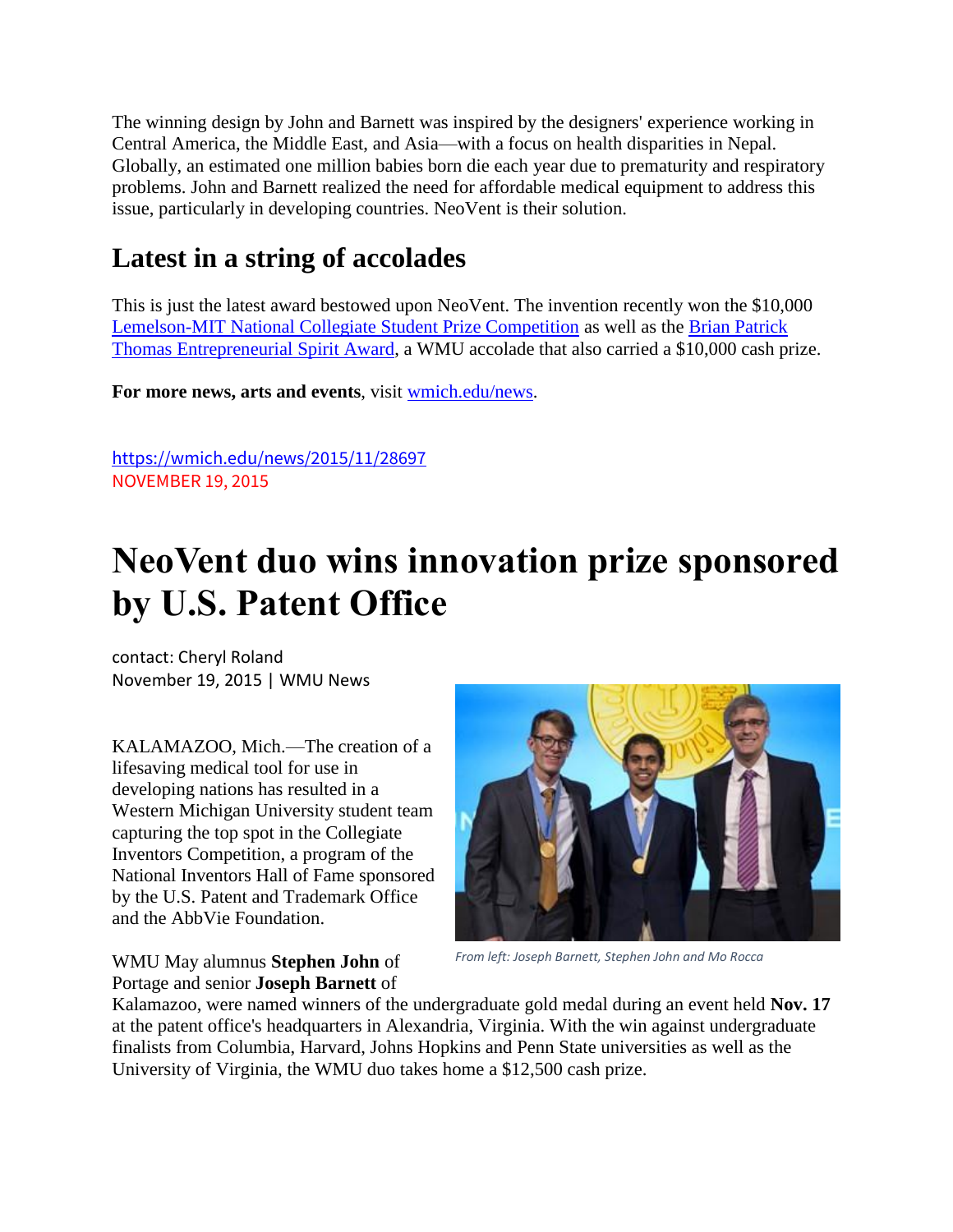The winning design by John and Barnett was inspired by the designers' experience working in Central America, the Middle East, and Asia—with a focus on health disparities in Nepal. Globally, an estimated one million babies born die each year due to prematurity and respiratory problems. John and Barnett realized the need for affordable medical equipment to address this issue, particularly in developing countries. NeoVent is their solution.

## Latest in a string of accolades

This is just the latest award bestowed upon NeoVent. The invention recently won the $10,000 Lemelson-MIT National Collegiate Student Prize Competition as well as the Brian Patrick Thomas Entrepreneurial Spirit Award, a WMU accolade that also carried a $10,000 cash prize.

**For more news, arts and events**, visit wmich.edu/news.

https://wmich.edu/news/2015/11/28697
NOVEMBER 19, 2015

# NeoVent duo wins innovation prize sponsored by U.S. Patent Office

contact: Cheryl Roland
November 19, 2015 | WMU News

KALAMAZOO, Mich.—The creation of a lifesaving medical tool for use in developing nations has resulted in a Western Michigan University student team capturing the top spot in the Collegiate Inventors Competition, a program of the National Inventors Hall of Fame sponsored by the U.S. Patent and Trademark Office and the AbbVie Foundation.

*From left: Joseph Barnett, Stephen John and Mo Rocca*

WMU May alumnus **Stephen John** of Portage and senior **Joseph Barnett** of Kalamazoo, were named winners of the undergraduate gold medal during an event held **Nov. 17** at the patent office's headquarters in Alexandria, Virginia. With the win against undergraduate finalists from Columbia, Harvard, Johns Hopkins and Penn State universities as well as the University of Virginia, the WMU duo takes home a $12,500 cash prize.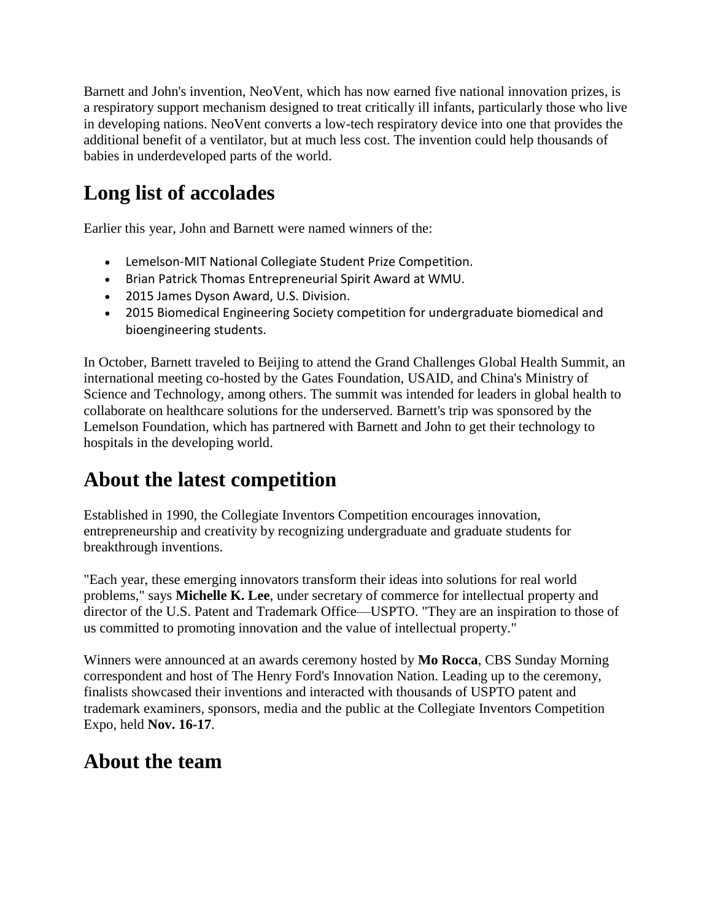Barnett and John's invention, NeoVent, which has now earned five national innovation prizes, is a respiratory support mechanism designed to treat critically ill infants, particularly those who live in developing nations. NeoVent converts a low-tech respiratory device into one that provides the additional benefit of a ventilator, but at much less cost. The invention could help thousands of babies in underdeveloped parts of the world.

## Long list of accolades

Earlier this year, John and Barnett were named winners of the:

- Lemelson-MIT National Collegiate Student Prize Competition.
- Brian Patrick Thomas Entrepreneurial Spirit Award at WMU.
- 2015 James Dyson Award, U.S. Division.
- 2015 Biomedical Engineering Society competition for undergraduate biomedical and bioengineering students.

In October, Barnett traveled to Beijing to attend the Grand Challenges Global Health Summit, an international meeting co-hosted by the Gates Foundation, USAID, and China's Ministry of Science and Technology, among others. The summit was intended for leaders in global health to collaborate on healthcare solutions for the underserved. Barnett's trip was sponsored by the Lemelson Foundation, which has partnered with Barnett and John to get their technology to hospitals in the developing world.

## About the latest competition

Established in 1990, the Collegiate Inventors Competition encourages innovation, entrepreneurship and creativity by recognizing undergraduate and graduate students for breakthrough inventions.

"Each year, these emerging innovators transform their ideas into solutions for real world problems," says **Michelle K. Lee**, under secretary of commerce for intellectual property and director of the U.S. Patent and Trademark Office—USPTO. "They are an inspiration to those of us committed to promoting innovation and the value of intellectual property."

Winners were announced at an awards ceremony hosted by **Mo Rocca**, CBS Sunday Morning correspondent and host of The Henry Ford's Innovation Nation. Leading up to the ceremony, finalists showcased their inventions and interacted with thousands of USPTO patent and trademark examiners, sponsors, media and the public at the Collegiate Inventors Competition Expo, held **Nov. 16-17**.

## About the team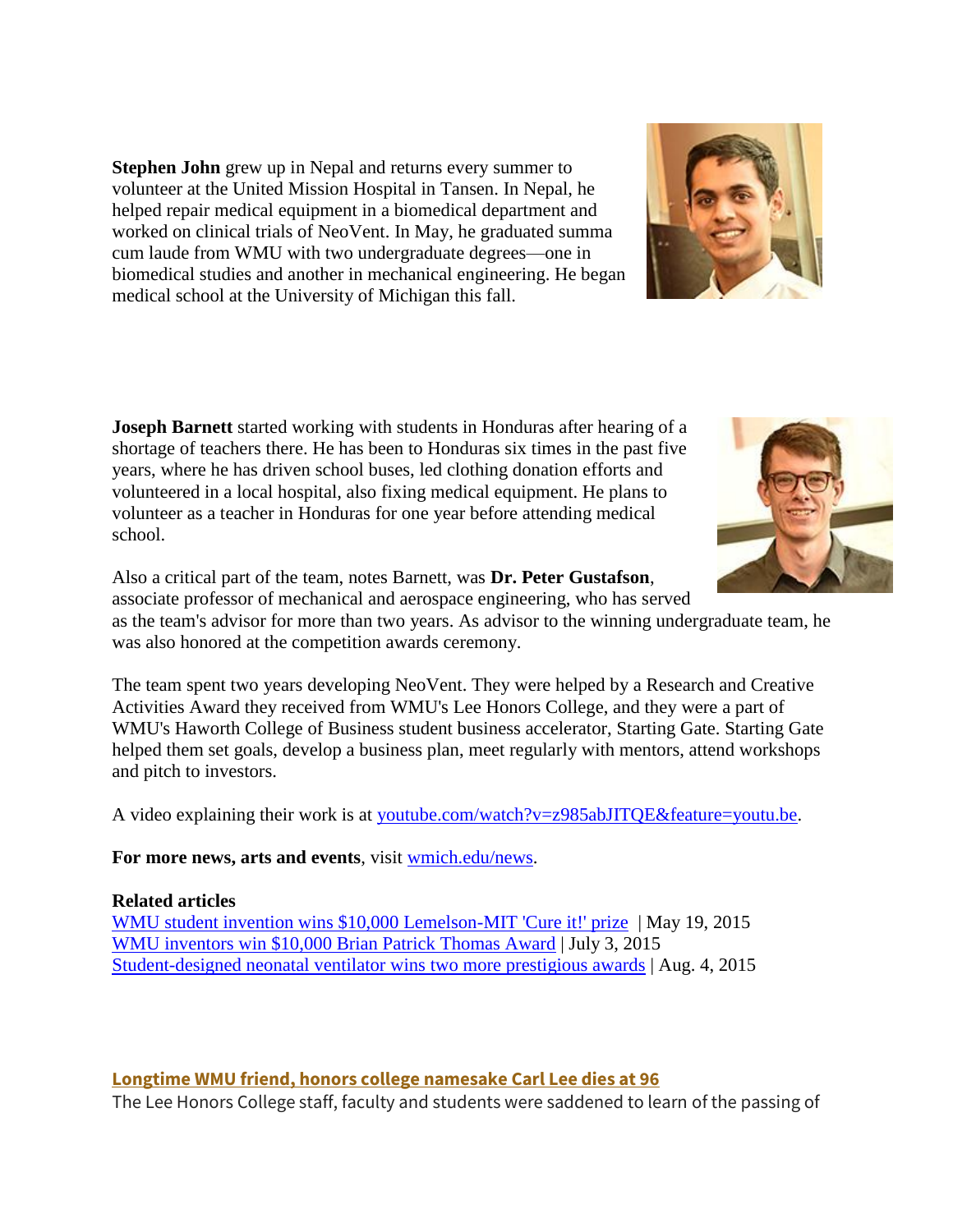**Stephen John** grew up in Nepal and returns every summer to volunteer at the United Mission Hospital in Tansen. In Nepal, he helped repair medical equipment in a biomedical department and worked on clinical trials of NeoVent. In May, he graduated summa cum laude from WMU with two undergraduate degrees—one in biomedical studies and another in mechanical engineering. He began medical school at the University of Michigan this fall.

**Joseph Barnett** started working with students in Honduras after hearing of a shortage of teachers there. He has been to Honduras six times in the past five years, where he has driven school buses, led clothing donation efforts and volunteered in a local hospital, also fixing medical equipment. He plans to volunteer as a teacher in Honduras for one year before attending medical school.

Also a critical part of the team, notes Barnett, was **Dr. Peter Gustafson**, associate professor of mechanical and aerospace engineering, who has served as the team's advisor for more than two years. As advisor to the winning undergraduate team, he was also honored at the competition awards ceremony.

The team spent two years developing NeoVent. They were helped by a Research and Creative Activities Award they received from WMU's Lee Honors College, and they were a part of WMU's Haworth College of Business student business accelerator, Starting Gate. Starting Gate helped them set goals, develop a business plan, meet regularly with mentors, attend workshops and pitch to investors.

A video explaining their work is at [youtube.com/watch?v=z985abJITQE&feature=youtu.be](youtube.com/watch?v=z985abJITQE&feature=youtu.be).

**For more news, arts and events**, visit [wmich.edu/news](wmich.edu/news).

**Related articles**
WMU student invention wins $10,000 Lemelson-MIT 'Cure it!' prize | May 19, 2015
WMU inventors win $10,000 Brian Patrick Thomas Award | July 3, 2015
Student-designed neonatal ventilator wins two more prestigious awards | Aug. 4, 2015

**Longtime WMU friend, honors college namesake Carl Lee dies at 96**
The Lee Honors College staff, faculty and students were saddened to learn of the passing of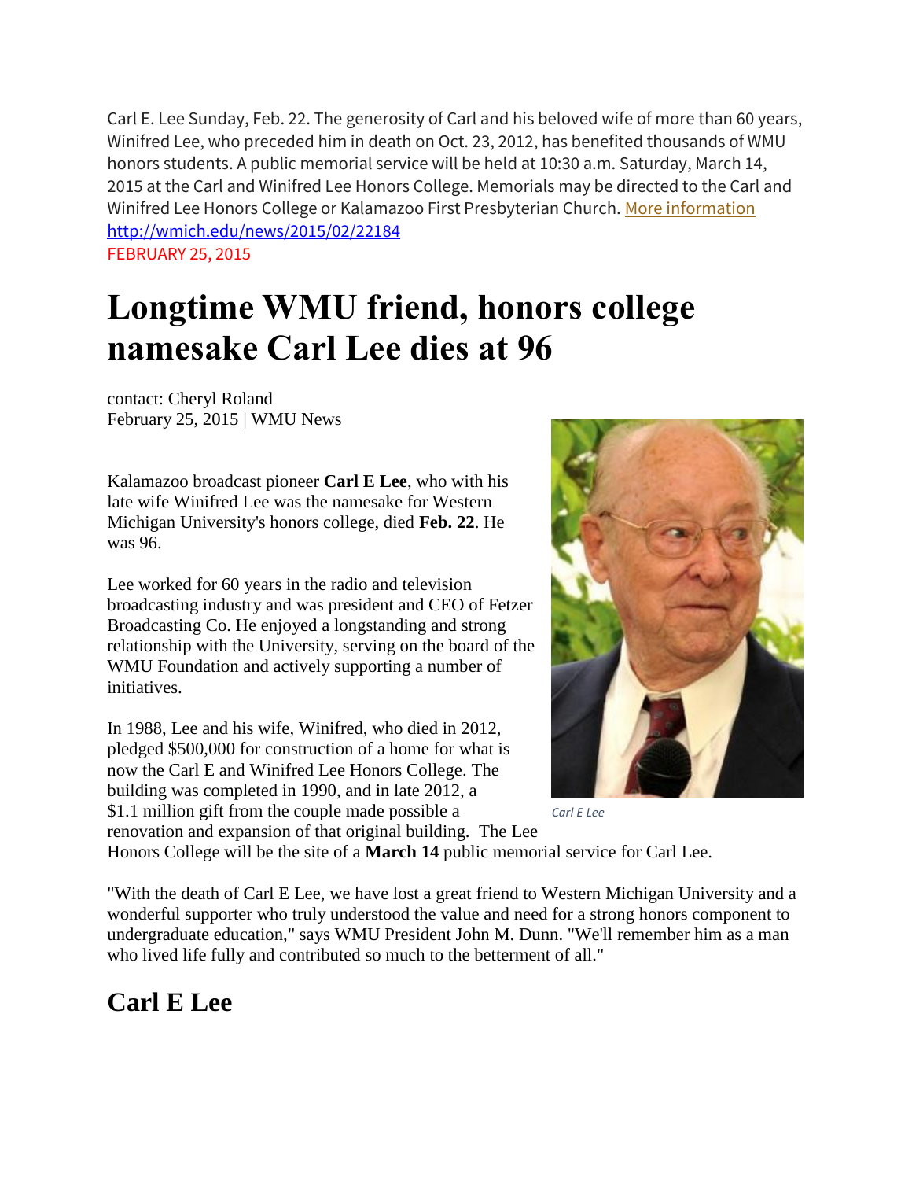Carl E. Lee Sunday, Feb. 22. The generosity of Carl and his beloved wife of more than 60 years, Winifred Lee, who preceded him in death on Oct. 23, 2012, has benefited thousands of WMU honors students. A public memorial service will be held at 10:30 a.m. Saturday, March 14, 2015 at the Carl and Winifred Lee Honors College. Memorials may be directed to the Carl and Winifred Lee Honors College or Kalamazoo First Presbyterian Church. More information http://wmich.edu/news/2015/02/22184

FEBRUARY 25, 2015

# Longtime WMU friend, honors college namesake Carl Lee dies at 96

contact: Cheryl Roland
February 25, 2015 | WMU News

Kalamazoo broadcast pioneer **Carl E Lee**, who with his late wife Winifred Lee was the namesake for Western Michigan University's honors college, died **Feb. 22**. He was 96.

Lee worked for 60 years in the radio and television broadcasting industry and was president and CEO of Fetzer Broadcasting Co. He enjoyed a longstanding and strong relationship with the University, serving on the board of the WMU Foundation and actively supporting a number of initiatives.

In 1988, Lee and his wife, Winifred, who died in 2012, pledged $500,000 for construction of a home for what is now the Carl E and Winifred Lee Honors College. The building was completed in 1990, and in late 2012, a $1.1 million gift from the couple made possible a renovation and expansion of that original building. The Lee Honors College will be the site of a **March 14** public memorial service for Carl Lee.

*Carl E Lee*

"With the death of Carl E Lee, we have lost a great friend to Western Michigan University and a wonderful supporter who truly understood the value and need for a strong honors component to undergraduate education," says WMU President John M. Dunn. "We'll remember him as a man who lived life fully and contributed so much to the betterment of all."

## Carl E Lee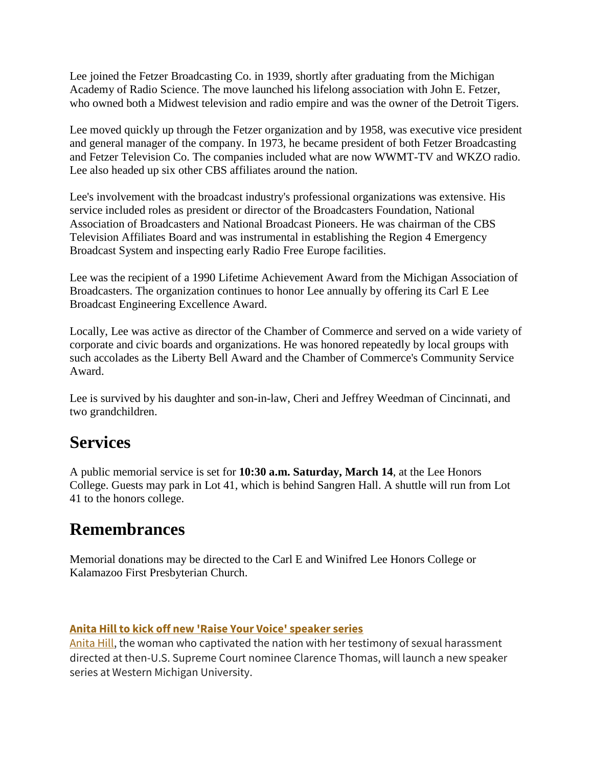Lee joined the Fetzer Broadcasting Co. in 1939, shortly after graduating from the Michigan Academy of Radio Science. The move launched his lifelong association with John E. Fetzer, who owned both a Midwest television and radio empire and was the owner of the Detroit Tigers.

Lee moved quickly up through the Fetzer organization and by 1958, was executive vice president and general manager of the company. In 1973, he became president of both Fetzer Broadcasting and Fetzer Television Co. The companies included what are now WWMT-TV and WKZO radio. Lee also headed up six other CBS affiliates around the nation.

Lee's involvement with the broadcast industry's professional organizations was extensive. His service included roles as president or director of the Broadcasters Foundation, National Association of Broadcasters and National Broadcast Pioneers. He was chairman of the CBS Television Affiliates Board and was instrumental in establishing the Region 4 Emergency Broadcast System and inspecting early Radio Free Europe facilities.

Lee was the recipient of a 1990 Lifetime Achievement Award from the Michigan Association of Broadcasters. The organization continues to honor Lee annually by offering its Carl E Lee Broadcast Engineering Excellence Award.

Locally, Lee was active as director of the Chamber of Commerce and served on a wide variety of corporate and civic boards and organizations. He was honored repeatedly by local groups with such accolades as the Liberty Bell Award and the Chamber of Commerce's Community Service Award.

Lee is survived by his daughter and son-in-law, Cheri and Jeffrey Weedman of Cincinnati, and two grandchildren.

## Services

A public memorial service is set for **10:30 a.m. Saturday, March 14**, at the Lee Honors College. Guests may park in Lot 41, which is behind Sangren Hall. A shuttle will run from Lot 41 to the honors college.

## Remembrances

Memorial donations may be directed to the Carl E and Winifred Lee Honors College or Kalamazoo First Presbyterian Church.

**Anita Hill to kick off new 'Raise Your Voice' speaker series**

Anita Hill, the woman who captivated the nation with her testimony of sexual harassment directed at then-U.S. Supreme Court nominee Clarence Thomas, will launch a new speaker series at Western Michigan University.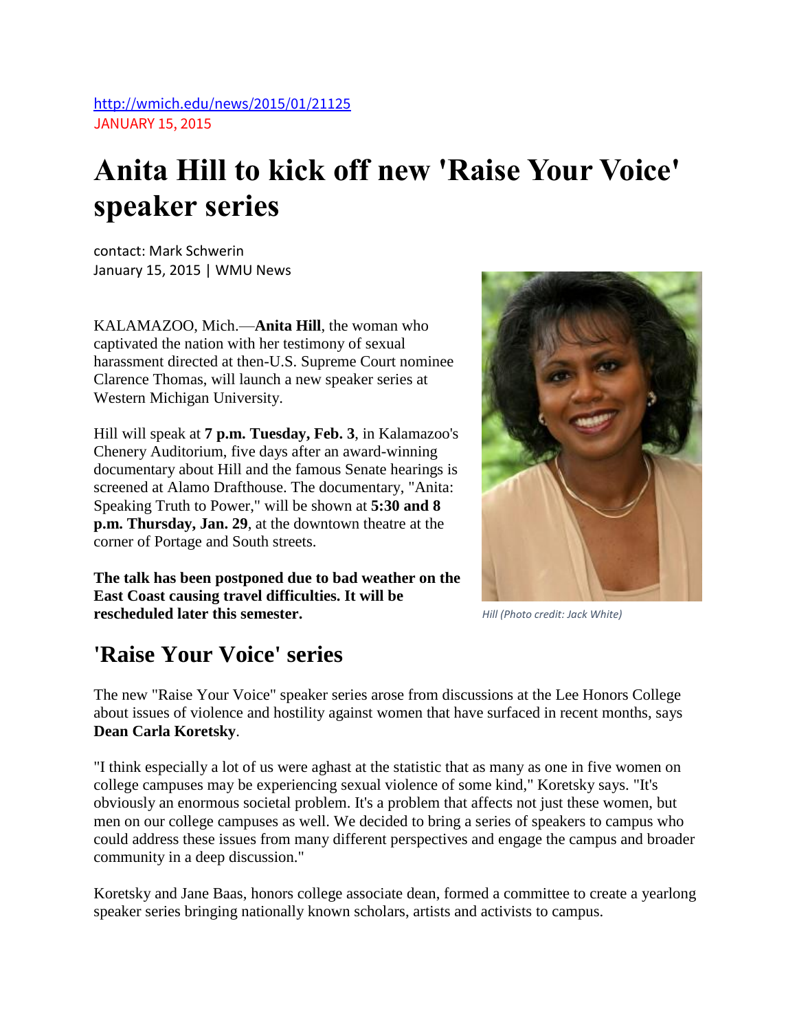http://wmich.edu/news/2015/01/21125
JANUARY 15, 2015

# Anita Hill to kick off new 'Raise Your Voice' speaker series

contact: Mark Schwerin
January 15, 2015 | WMU News

KALAMAZOO, Mich.—**Anita Hill**, the woman who captivated the nation with her testimony of sexual harassment directed at then-U.S. Supreme Court nominee Clarence Thomas, will launch a new speaker series at Western Michigan University.

Hill will speak at **7 p.m. Tuesday, Feb. 3**, in Kalamazoo's Chenery Auditorium, five days after an award-winning documentary about Hill and the famous Senate hearings is screened at Alamo Drafthouse. The documentary, "Anita: Speaking Truth to Power," will be shown at **5:30 and 8 p.m. Thursday, Jan. 29**, at the downtown theatre at the corner of Portage and South streets.

**The talk has been postponed due to bad weather on the East Coast causing travel difficulties. It will be rescheduled later this semester.**

*Hill (Photo credit: Jack White)*

## 'Raise Your Voice' series

The new "Raise Your Voice" speaker series arose from discussions at the Lee Honors College about issues of violence and hostility against women that have surfaced in recent months, says **Dean Carla Koretsky**.

"I think especially a lot of us were aghast at the statistic that as many as one in five women on college campuses may be experiencing sexual violence of some kind," Koretsky says. "It's obviously an enormous societal problem. It's a problem that affects not just these women, but men on our college campuses as well. We decided to bring a series of speakers to campus who could address these issues from many different perspectives and engage the campus and broader community in a deep discussion."

Koretsky and Jane Baas, honors college associate dean, formed a committee to create a yearlong speaker series bringing nationally known scholars, artists and activists to campus.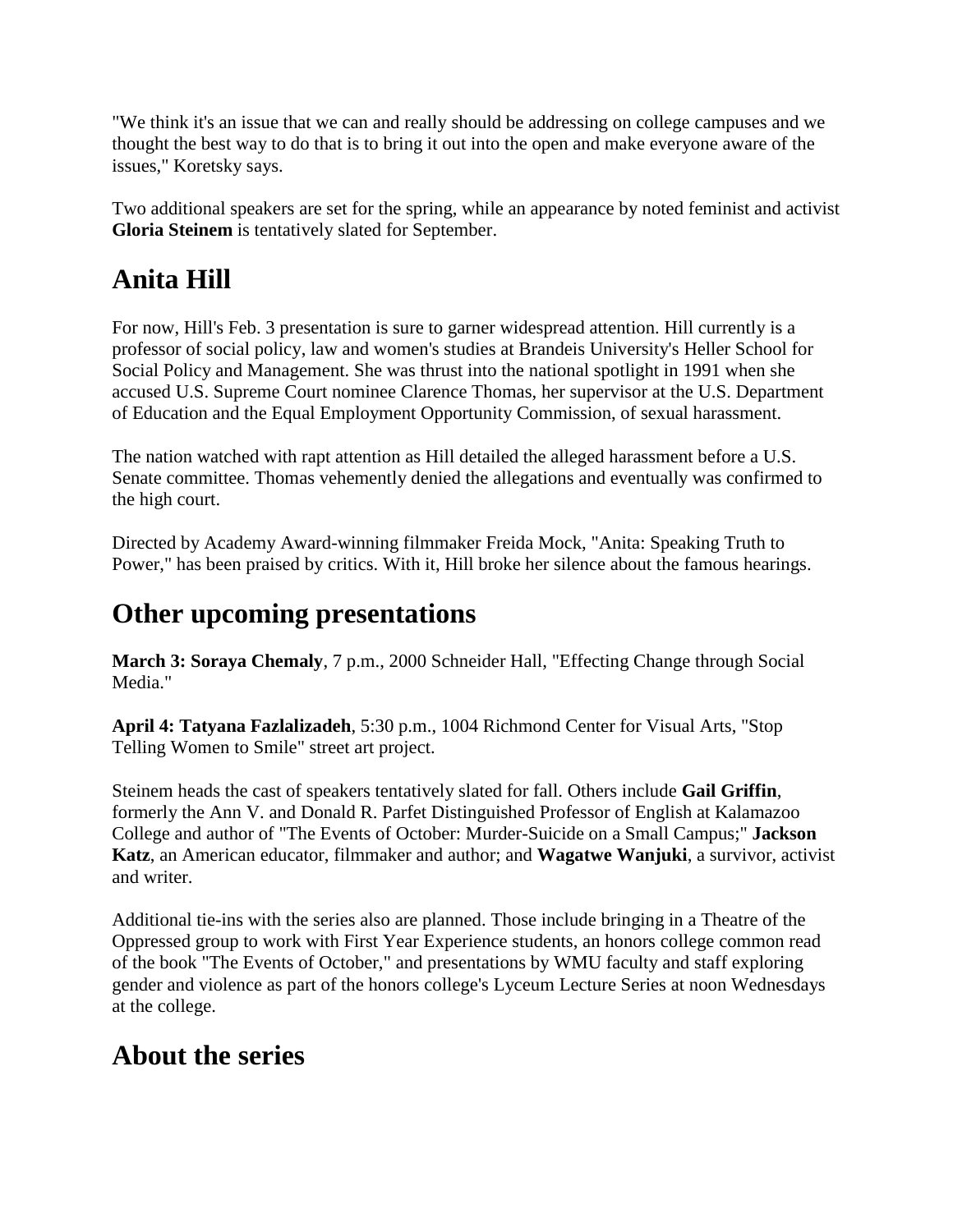"We think it's an issue that we can and really should be addressing on college campuses and we thought the best way to do that is to bring it out into the open and make everyone aware of the issues," Koretsky says.

Two additional speakers are set for the spring, while an appearance by noted feminist and activist **Gloria Steinem** is tentatively slated for September.

## Anita Hill

For now, Hill's Feb. 3 presentation is sure to garner widespread attention. Hill currently is a professor of social policy, law and women's studies at Brandeis University's Heller School for Social Policy and Management. She was thrust into the national spotlight in 1991 when she accused U.S. Supreme Court nominee Clarence Thomas, her supervisor at the U.S. Department of Education and the Equal Employment Opportunity Commission, of sexual harassment.

The nation watched with rapt attention as Hill detailed the alleged harassment before a U.S. Senate committee. Thomas vehemently denied the allegations and eventually was confirmed to the high court.

Directed by Academy Award-winning filmmaker Freida Mock, "Anita: Speaking Truth to Power," has been praised by critics. With it, Hill broke her silence about the famous hearings.

## Other upcoming presentations

**March 3: Soraya Chemaly**, 7 p.m., 2000 Schneider Hall, "Effecting Change through Social Media."

**April 4: Tatyana Fazlalizadeh**, 5:30 p.m., 1004 Richmond Center for Visual Arts, "Stop Telling Women to Smile" street art project.

Steinem heads the cast of speakers tentatively slated for fall. Others include **Gail Griffin**, formerly the Ann V. and Donald R. Parfet Distinguished Professor of English at Kalamazoo College and author of "The Events of October: Murder-Suicide on a Small Campus;" **Jackson Katz**, an American educator, filmmaker and author; and **Wagatwe Wanjuki**, a survivor, activist and writer.

Additional tie-ins with the series also are planned. Those include bringing in a Theatre of the Oppressed group to work with First Year Experience students, an honors college common read of the book "The Events of October," and presentations by WMU faculty and staff exploring gender and violence as part of the honors college's Lyceum Lecture Series at noon Wednesdays at the college.

## About the series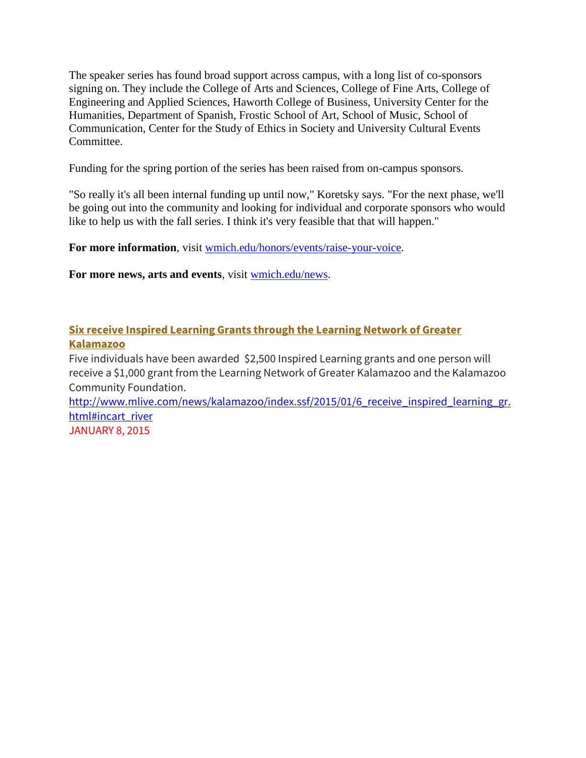The speaker series has found broad support across campus, with a long list of co-sponsors signing on. They include the College of Arts and Sciences, College of Fine Arts, College of Engineering and Applied Sciences, Haworth College of Business, University Center for the Humanities, Department of Spanish, Frostic School of Art, School of Music, School of Communication, Center for the Study of Ethics in Society and University Cultural Events Committee.

Funding for the spring portion of the series has been raised from on-campus sponsors.

"So really it's all been internal funding up until now," Koretsky says. "For the next phase, we'll be going out into the community and looking for individual and corporate sponsors who would like to help us with the fall series. I think it's very feasible that that will happen."

**For more information**, visit [wmich.edu/honors/events/raise-your-voice](wmich.edu/honors/events/raise-your-voice).

**For more news, arts and events**, visit [wmich.edu/news](wmich.edu/news).

**[Six receive Inspired Learning Grants through the Learning Network of Greater Kalamazoo](http://www.mlive.com/news/kalamazoo/index.ssf/2015/01/6_receive_inspired_learning_gr.html#incart_river)**

Five individuals have been awarded $2,500 Inspired Learning grants and one person will receive a $1,000 grant from the Learning Network of Greater Kalamazoo and the Kalamazoo Community Foundation.

[http://www.mlive.com/news/kalamazoo/index.ssf/2015/01/6_receive_inspired_learning_gr.html#incart_river](http://www.mlive.com/news/kalamazoo/index.ssf/2015/01/6_receive_inspired_learning_gr.html#incart_river)

JANUARY 8, 2015